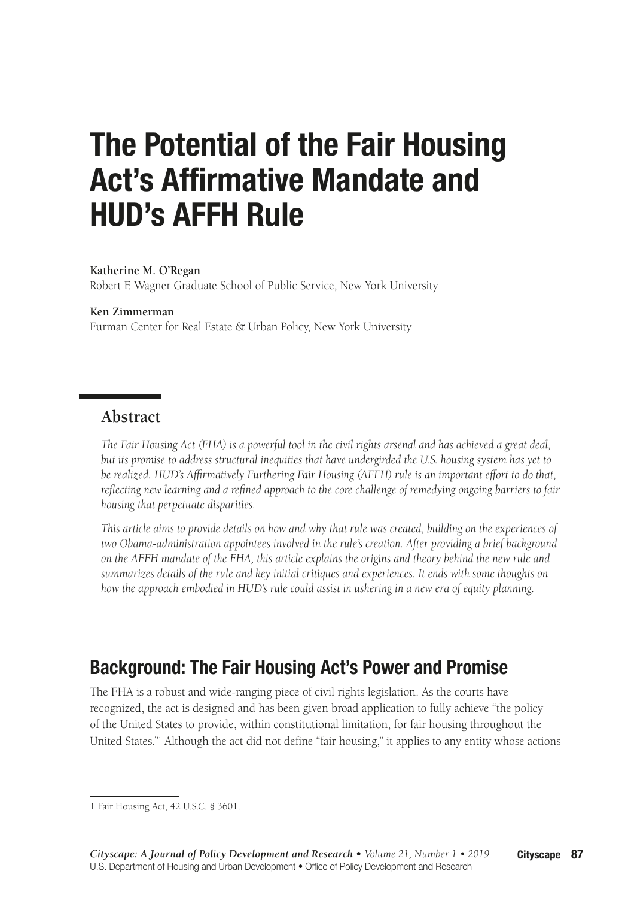# The Potential of the Fair Housing Act's Affirmative Mandate and HUD's AFFH Rule

**Katherine M. O'Regan**
Robert F. Wagner Graduate School of Public Service, New York University

**Ken Zimmerman**
Furman Center for Real Estate & Urban Policy, New York University

## Abstract

*The Fair Housing Act (FHA) is a powerful tool in the civil rights arsenal and has achieved a great deal, but its promise to address structural inequities that have undergirded the U.S. housing system has yet to be realized. HUD's Affirmatively Furthering Fair Housing (AFFH) rule is an important effort to do that, reflecting new learning and a refined approach to the core challenge of remedying ongoing barriers to fair housing that perpetuate disparities.*

*This article aims to provide details on how and why that rule was created, building on the experiences of two Obama-administration appointees involved in the rule's creation. After providing a brief background on the AFFH mandate of the FHA, this article explains the origins and theory behind the new rule and summarizes details of the rule and key initial critiques and experiences. It ends with some thoughts on how the approach embodied in HUD's rule could assist in ushering in a new era of equity planning.*

## Background: The Fair Housing Act's Power and Promise

The FHA is a robust and wide-ranging piece of civil rights legislation. As the courts have recognized, the act is designed and has been given broad application to fully achieve "the policy of the United States to provide, within constitutional limitation, for fair housing throughout the United States."[1] Although the act did not define "fair housing," it applies to any entity whose actions

---

1 Fair Housing Act, 42 U.S.C. § 3601.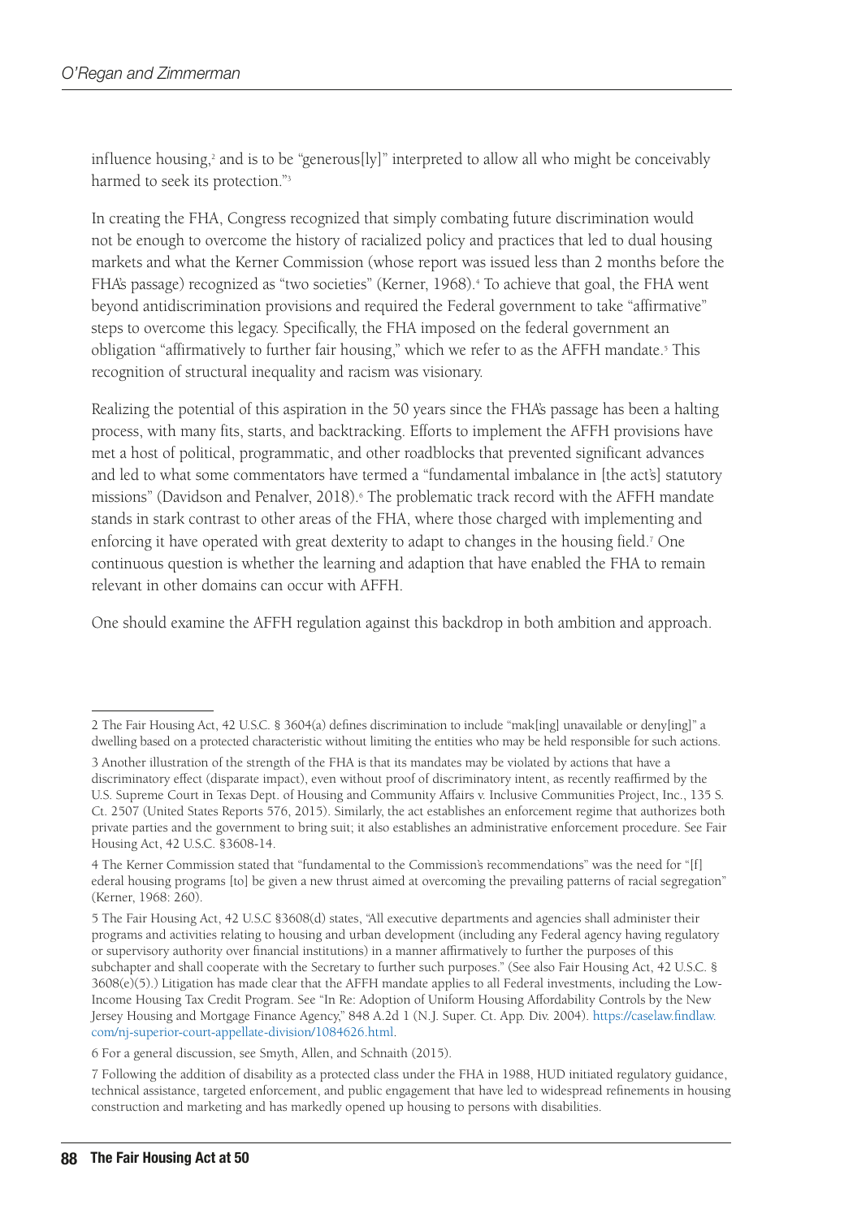influence housing,[2] and is to be "generous[ly]" interpreted to allow all who might be conceivably harmed to seek its protection."[3]

In creating the FHA, Congress recognized that simply combating future discrimination would not be enough to overcome the history of racialized policy and practices that led to dual housing markets and what the Kerner Commission (whose report was issued less than 2 months before the FHA's passage) recognized as "two societies" (Kerner, 1968).[4] To achieve that goal, the FHA went beyond antidiscrimination provisions and required the Federal government to take "affirmative" steps to overcome this legacy. Specifically, the FHA imposed on the federal government an obligation "affirmatively to further fair housing," which we refer to as the AFFH mandate.[5] This recognition of structural inequality and racism was visionary.

Realizing the potential of this aspiration in the 50 years since the FHA's passage has been a halting process, with many fits, starts, and backtracking. Efforts to implement the AFFH provisions have met a host of political, programmatic, and other roadblocks that prevented significant advances and led to what some commentators have termed a "fundamental imbalance in [the act's] statutory missions" (Davidson and Penalver, 2018).[6] The problematic track record with the AFFH mandate stands in stark contrast to other areas of the FHA, where those charged with implementing and enforcing it have operated with great dexterity to adapt to changes in the housing field.[7] One continuous question is whether the learning and adaption that have enabled the FHA to remain relevant in other domains can occur with AFFH.

One should examine the AFFH regulation against this backdrop in both ambition and approach.

---

2 The Fair Housing Act, 42 U.S.C. § 3604(a) defines discrimination to include "mak[ing] unavailable or deny[ing]" a dwelling based on a protected characteristic without limiting the entities who may be held responsible for such actions.

3 Another illustration of the strength of the FHA is that its mandates may be violated by actions that have a discriminatory effect (disparate impact), even without proof of discriminatory intent, as recently reaffirmed by the U.S. Supreme Court in Texas Dept. of Housing and Community Affairs v. Inclusive Communities Project, Inc., 135 S. Ct. 2507 (United States Reports 576, 2015). Similarly, the act establishes an enforcement regime that authorizes both private parties and the government to bring suit; it also establishes an administrative enforcement procedure. See Fair Housing Act, 42 U.S.C. §3608-14.

4 The Kerner Commission stated that "fundamental to the Commission's recommendations" was the need for "[f]ederal housing programs [to] be given a new thrust aimed at overcoming the prevailing patterns of racial segregation" (Kerner, 1968: 260).

5 The Fair Housing Act, 42 U.S.C §3608(d) states, "All executive departments and agencies shall administer their programs and activities relating to housing and urban development (including any Federal agency having regulatory or supervisory authority over financial institutions) in a manner affirmatively to further the purposes of this subchapter and shall cooperate with the Secretary to further such purposes." (See also Fair Housing Act, 42 U.S.C. § 3608(e)(5).) Litigation has made clear that the AFFH mandate applies to all Federal investments, including the Low-Income Housing Tax Credit Program. See "In Re: Adoption of Uniform Housing Affordability Controls by the New Jersey Housing and Mortgage Finance Agency," 848 A.2d 1 (N.J. Super. Ct. App. Div. 2004). https://caselaw.findlaw.com/nj-superior-court-appellate-division/1084626.html.

6 For a general discussion, see Smyth, Allen, and Schnaith (2015).

7 Following the addition of disability as a protected class under the FHA in 1988, HUD initiated regulatory guidance, technical assistance, targeted enforcement, and public engagement that have led to widespread refinements in housing construction and marketing and has markedly opened up housing to persons with disabilities.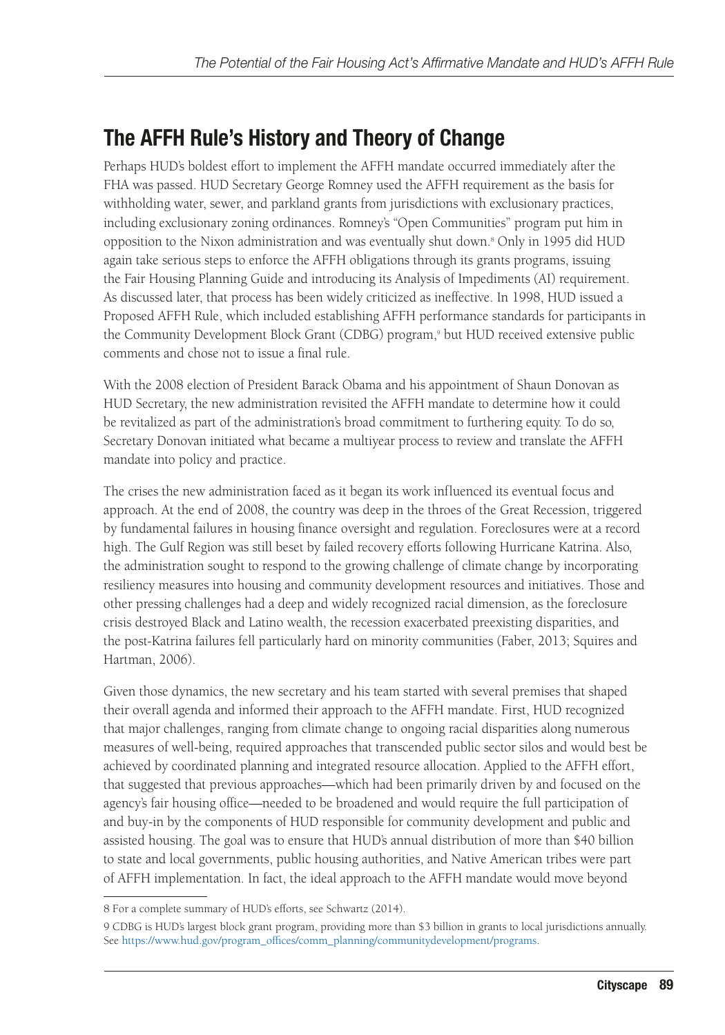## The AFFH Rule's History and Theory of Change

Perhaps HUD's boldest effort to implement the AFFH mandate occurred immediately after the FHA was passed. HUD Secretary George Romney used the AFFH requirement as the basis for withholding water, sewer, and parkland grants from jurisdictions with exclusionary practices, including exclusionary zoning ordinances. Romney's "Open Communities" program put him in opposition to the Nixon administration and was eventually shut down.[8] Only in 1995 did HUD again take serious steps to enforce the AFFH obligations through its grants programs, issuing the Fair Housing Planning Guide and introducing its Analysis of Impediments (AI) requirement. As discussed later, that process has been widely criticized as ineffective. In 1998, HUD issued a Proposed AFFH Rule, which included establishing AFFH performance standards for participants in the Community Development Block Grant (CDBG) program,[9] but HUD received extensive public comments and chose not to issue a final rule.

With the 2008 election of President Barack Obama and his appointment of Shaun Donovan as HUD Secretary, the new administration revisited the AFFH mandate to determine how it could be revitalized as part of the administration's broad commitment to furthering equity. To do so, Secretary Donovan initiated what became a multiyear process to review and translate the AFFH mandate into policy and practice.

The crises the new administration faced as it began its work influenced its eventual focus and approach. At the end of 2008, the country was deep in the throes of the Great Recession, triggered by fundamental failures in housing finance oversight and regulation. Foreclosures were at a record high. The Gulf Region was still beset by failed recovery efforts following Hurricane Katrina. Also, the administration sought to respond to the growing challenge of climate change by incorporating resiliency measures into housing and community development resources and initiatives. Those and other pressing challenges had a deep and widely recognized racial dimension, as the foreclosure crisis destroyed Black and Latino wealth, the recession exacerbated preexisting disparities, and the post-Katrina failures fell particularly hard on minority communities (Faber, 2013; Squires and Hartman, 2006).

Given those dynamics, the new secretary and his team started with several premises that shaped their overall agenda and informed their approach to the AFFH mandate. First, HUD recognized that major challenges, ranging from climate change to ongoing racial disparities along numerous measures of well-being, required approaches that transcended public sector silos and would best be achieved by coordinated planning and integrated resource allocation. Applied to the AFFH effort, that suggested that previous approaches—which had been primarily driven by and focused on the agency's fair housing office—needed to be broadened and would require the full participation of and buy-in by the components of HUD responsible for community development and public and assisted housing. The goal was to ensure that HUD's annual distribution of more than $40 billion to state and local governments, public housing authorities, and Native American tribes were part of AFFH implementation. In fact, the ideal approach to the AFFH mandate would move beyond

8 For a complete summary of HUD's efforts, see Schwartz (2014).

9 CDBG is HUD's largest block grant program, providing more than $3 billion in grants to local jurisdictions annually. See https://www.hud.gov/program_offices/comm_planning/communitydevelopment/programs.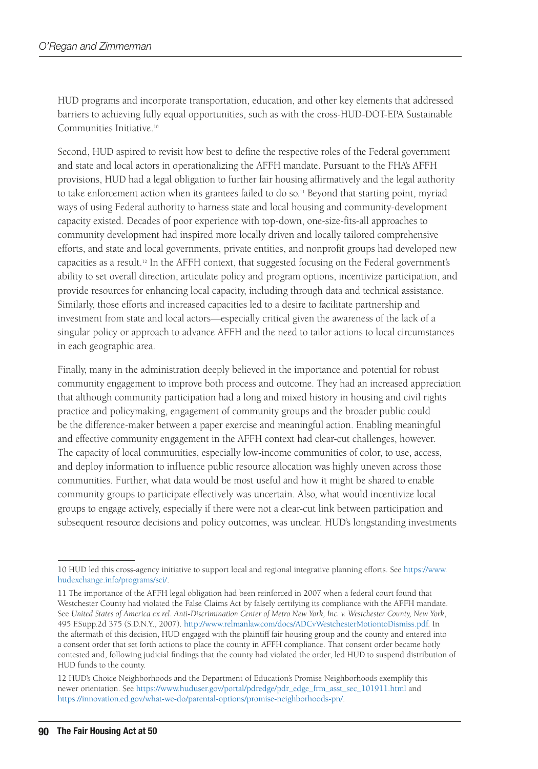HUD programs and incorporate transportation, education, and other key elements that addressed barriers to achieving fully equal opportunities, such as with the cross-HUD-DOT-EPA Sustainable Communities Initiative.[10]

Second, HUD aspired to revisit how best to define the respective roles of the Federal government and state and local actors in operationalizing the AFFH mandate. Pursuant to the FHA's AFFH provisions, HUD had a legal obligation to further fair housing affirmatively and the legal authority to take enforcement action when its grantees failed to do so.[11] Beyond that starting point, myriad ways of using Federal authority to harness state and local housing and community-development capacity existed. Decades of poor experience with top-down, one-size-fits-all approaches to community development had inspired more locally driven and locally tailored comprehensive efforts, and state and local governments, private entities, and nonprofit groups had developed new capacities as a result.[12] In the AFFH context, that suggested focusing on the Federal government's ability to set overall direction, articulate policy and program options, incentivize participation, and provide resources for enhancing local capacity, including through data and technical assistance. Similarly, those efforts and increased capacities led to a desire to facilitate partnership and investment from state and local actors—especially critical given the awareness of the lack of a singular policy or approach to advance AFFH and the need to tailor actions to local circumstances in each geographic area.

Finally, many in the administration deeply believed in the importance and potential for robust community engagement to improve both process and outcome. They had an increased appreciation that although community participation had a long and mixed history in housing and civil rights practice and policymaking, engagement of community groups and the broader public could be the difference-maker between a paper exercise and meaningful action. Enabling meaningful and effective community engagement in the AFFH context had clear-cut challenges, however. The capacity of local communities, especially low-income communities of color, to use, access, and deploy information to influence public resource allocation was highly uneven across those communities. Further, what data would be most useful and how it might be shared to enable community groups to participate effectively was uncertain. Also, what would incentivize local groups to engage actively, especially if there were not a clear-cut link between participation and subsequent resource decisions and policy outcomes, was unclear. HUD's longstanding investments

---

10 HUD led this cross-agency initiative to support local and regional integrative planning efforts. See https://www.hudexchange.info/programs/sci/.

11 The importance of the AFFH legal obligation had been reinforced in 2007 when a federal court found that Westchester County had violated the False Claims Act by falsely certifying its compliance with the AFFH mandate. See *United States of America ex rel. Anti-Discrimination Center of Metro New York, Inc. v. Westchester County, New York*, 495 F.Supp.2d 375 (S.D.N.Y., 2007). http://www.relmanlaw.com/docs/ADCvWestchesterMotiontoDismiss.pdf. In the aftermath of this decision, HUD engaged with the plaintiff fair housing group and the county and entered into a consent order that set forth actions to place the county in AFFH compliance. That consent order became hotly contested and, following judicial findings that the county had violated the order, led HUD to suspend distribution of HUD funds to the county.

12 HUD's Choice Neighborhoods and the Department of Education's Promise Neighborhoods exemplify this newer orientation. See https://www.huduser.gov/portal/pdredge/pdr_edge_frm_asst_sec_101911.html and https://innovation.ed.gov/what-we-do/parental-options/promise-neighborhoods-pn/.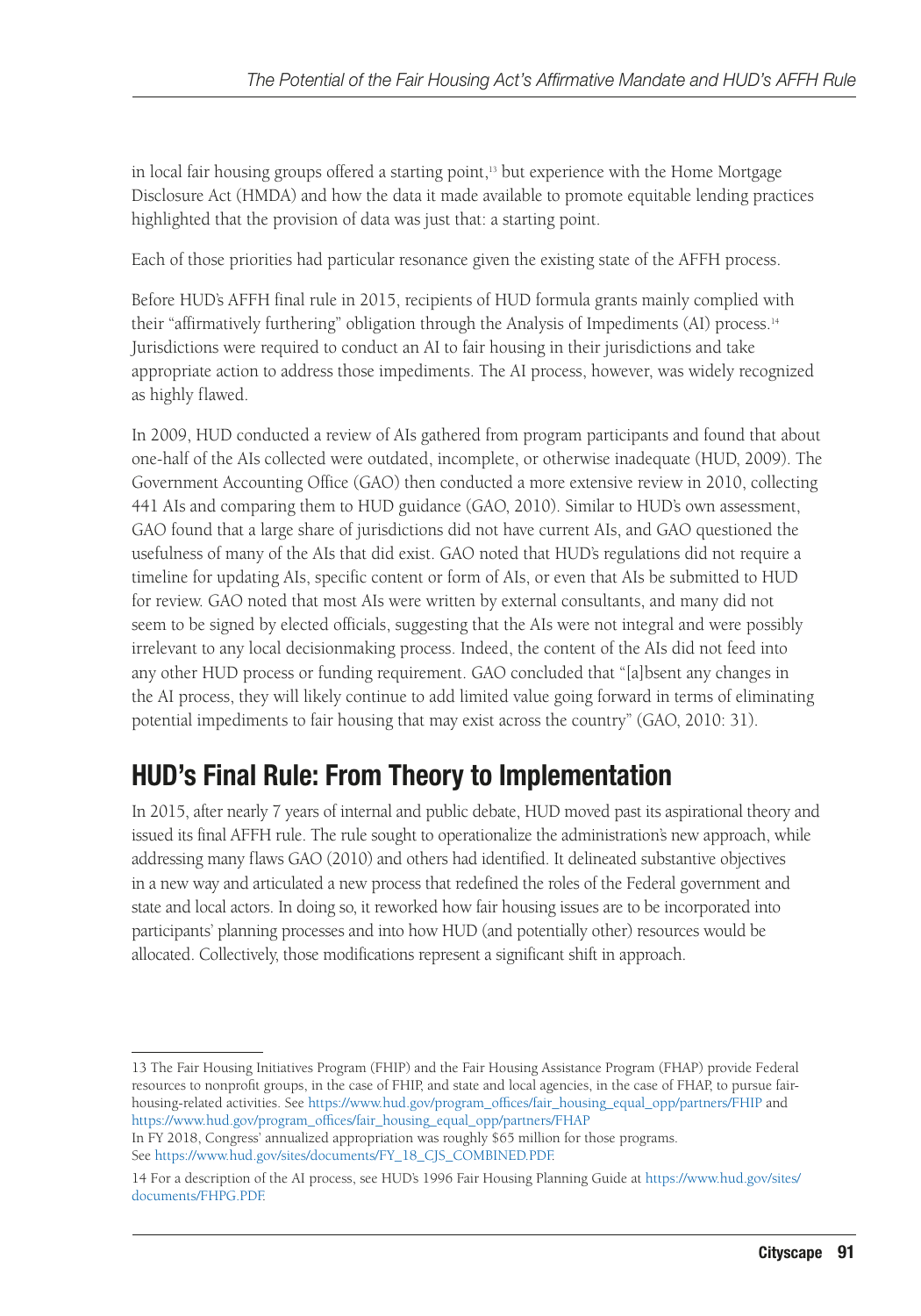in local fair housing groups offered a starting point,[13] but experience with the Home Mortgage Disclosure Act (HMDA) and how the data it made available to promote equitable lending practices highlighted that the provision of data was just that: a starting point.

Each of those priorities had particular resonance given the existing state of the AFFH process.

Before HUD's AFFH final rule in 2015, recipients of HUD formula grants mainly complied with their "affirmatively furthering" obligation through the Analysis of Impediments (AI) process.[14] Jurisdictions were required to conduct an AI to fair housing in their jurisdictions and take appropriate action to address those impediments. The AI process, however, was widely recognized as highly flawed.

In 2009, HUD conducted a review of AIs gathered from program participants and found that about one-half of the AIs collected were outdated, incomplete, or otherwise inadequate (HUD, 2009). The Government Accounting Office (GAO) then conducted a more extensive review in 2010, collecting 441 AIs and comparing them to HUD guidance (GAO, 2010). Similar to HUD's own assessment, GAO found that a large share of jurisdictions did not have current AIs, and GAO questioned the usefulness of many of the AIs that did exist. GAO noted that HUD's regulations did not require a timeline for updating AIs, specific content or form of AIs, or even that AIs be submitted to HUD for review. GAO noted that most AIs were written by external consultants, and many did not seem to be signed by elected officials, suggesting that the AIs were not integral and were possibly irrelevant to any local decisionmaking process. Indeed, the content of the AIs did not feed into any other HUD process or funding requirement. GAO concluded that "[a]bsent any changes in the AI process, they will likely continue to add limited value going forward in terms of eliminating potential impediments to fair housing that may exist across the country" (GAO, 2010: 31).

## HUD's Final Rule: From Theory to Implementation

In 2015, after nearly 7 years of internal and public debate, HUD moved past its aspirational theory and issued its final AFFH rule. The rule sought to operationalize the administration's new approach, while addressing many flaws GAO (2010) and others had identified. It delineated substantive objectives in a new way and articulated a new process that redefined the roles of the Federal government and state and local actors. In doing so, it reworked how fair housing issues are to be incorporated into participants' planning processes and into how HUD (and potentially other) resources would be allocated. Collectively, those modifications represent a significant shift in approach.

---

13 The Fair Housing Initiatives Program (FHIP) and the Fair Housing Assistance Program (FHAP) provide Federal resources to nonprofit groups, in the case of FHIP, and state and local agencies, in the case of FHAP, to pursue fair-housing-related activities. See https://www.hud.gov/program_offices/fair_housing_equal_opp/partners/FHIP and https://www.hud.gov/program_offices/fair_housing_equal_opp/partners/FHAP

In FY 2018, Congress' annualized appropriation was roughly $65 million for those programs. See https://www.hud.gov/sites/documents/FY_18_CJS_COMBINED.PDF.

14 For a description of the AI process, see HUD's 1996 Fair Housing Planning Guide at https://www.hud.gov/sites/documents/FHPG.PDF.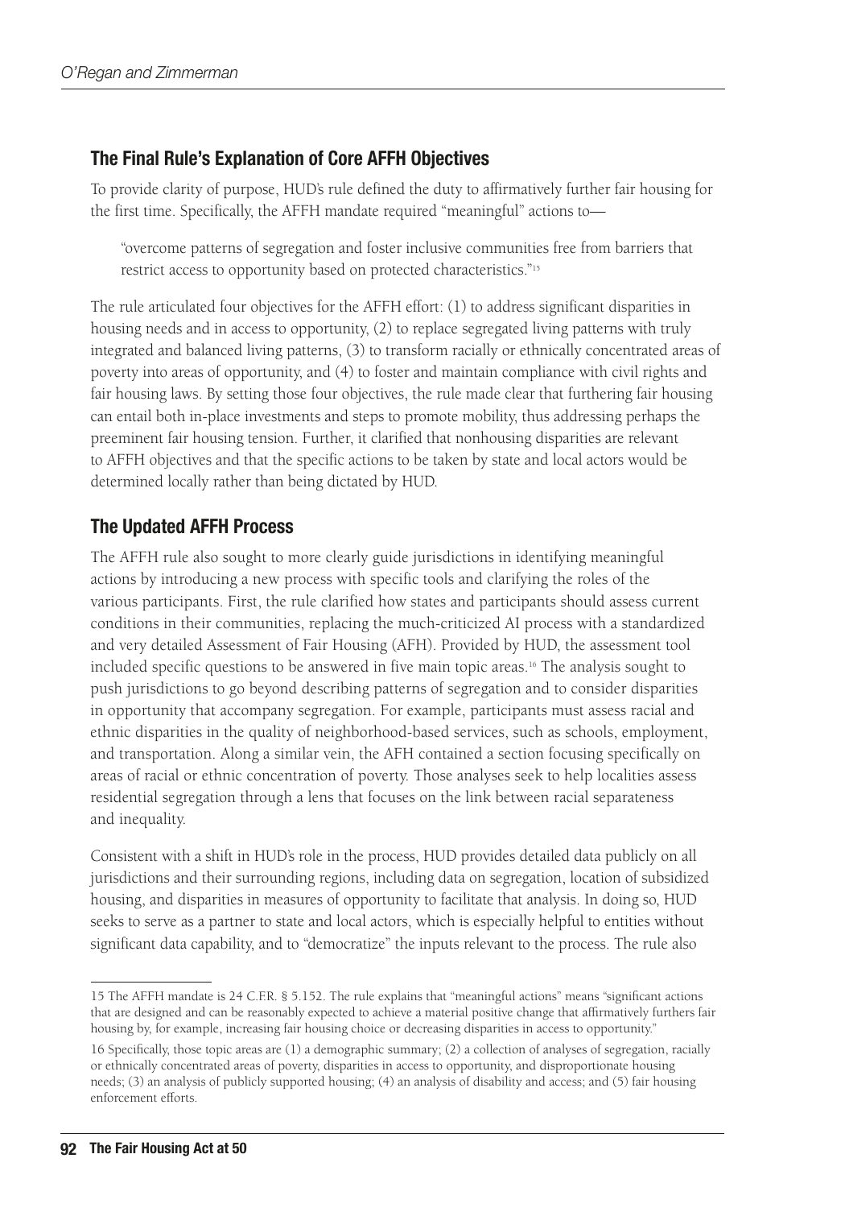## The Final Rule's Explanation of Core AFFH Objectives

To provide clarity of purpose, HUD's rule defined the duty to affirmatively further fair housing for the first time. Specifically, the AFFH mandate required "meaningful" actions to—

> "overcome patterns of segregation and foster inclusive communities free from barriers that restrict access to opportunity based on protected characteristics."[15]

The rule articulated four objectives for the AFFH effort: (1) to address significant disparities in housing needs and in access to opportunity, (2) to replace segregated living patterns with truly integrated and balanced living patterns, (3) to transform racially or ethnically concentrated areas of poverty into areas of opportunity, and (4) to foster and maintain compliance with civil rights and fair housing laws. By setting those four objectives, the rule made clear that furthering fair housing can entail both in-place investments and steps to promote mobility, thus addressing perhaps the preeminent fair housing tension. Further, it clarified that nonhousing disparities are relevant to AFFH objectives and that the specific actions to be taken by state and local actors would be determined locally rather than being dictated by HUD.

## The Updated AFFH Process

The AFFH rule also sought to more clearly guide jurisdictions in identifying meaningful actions by introducing a new process with specific tools and clarifying the roles of the various participants. First, the rule clarified how states and participants should assess current conditions in their communities, replacing the much-criticized AI process with a standardized and very detailed Assessment of Fair Housing (AFH). Provided by HUD, the assessment tool included specific questions to be answered in five main topic areas.[16] The analysis sought to push jurisdictions to go beyond describing patterns of segregation and to consider disparities in opportunity that accompany segregation. For example, participants must assess racial and ethnic disparities in the quality of neighborhood-based services, such as schools, employment, and transportation. Along a similar vein, the AFH contained a section focusing specifically on areas of racial or ethnic concentration of poverty. Those analyses seek to help localities assess residential segregation through a lens that focuses on the link between racial separateness and inequality.

Consistent with a shift in HUD's role in the process, HUD provides detailed data publicly on all jurisdictions and their surrounding regions, including data on segregation, location of subsidized housing, and disparities in measures of opportunity to facilitate that analysis. In doing so, HUD seeks to serve as a partner to state and local actors, which is especially helpful to entities without significant data capability, and to "democratize" the inputs relevant to the process. The rule also

---

15 The AFFH mandate is 24 C.F.R. § 5.152. The rule explains that "meaningful actions" means "significant actions that are designed and can be reasonably expected to achieve a material positive change that affirmatively furthers fair housing by, for example, increasing fair housing choice or decreasing disparities in access to opportunity."

16 Specifically, those topic areas are (1) a demographic summary; (2) a collection of analyses of segregation, racially or ethnically concentrated areas of poverty, disparities in access to opportunity, and disproportionate housing needs; (3) an analysis of publicly supported housing; (4) an analysis of disability and access; and (5) fair housing enforcement efforts.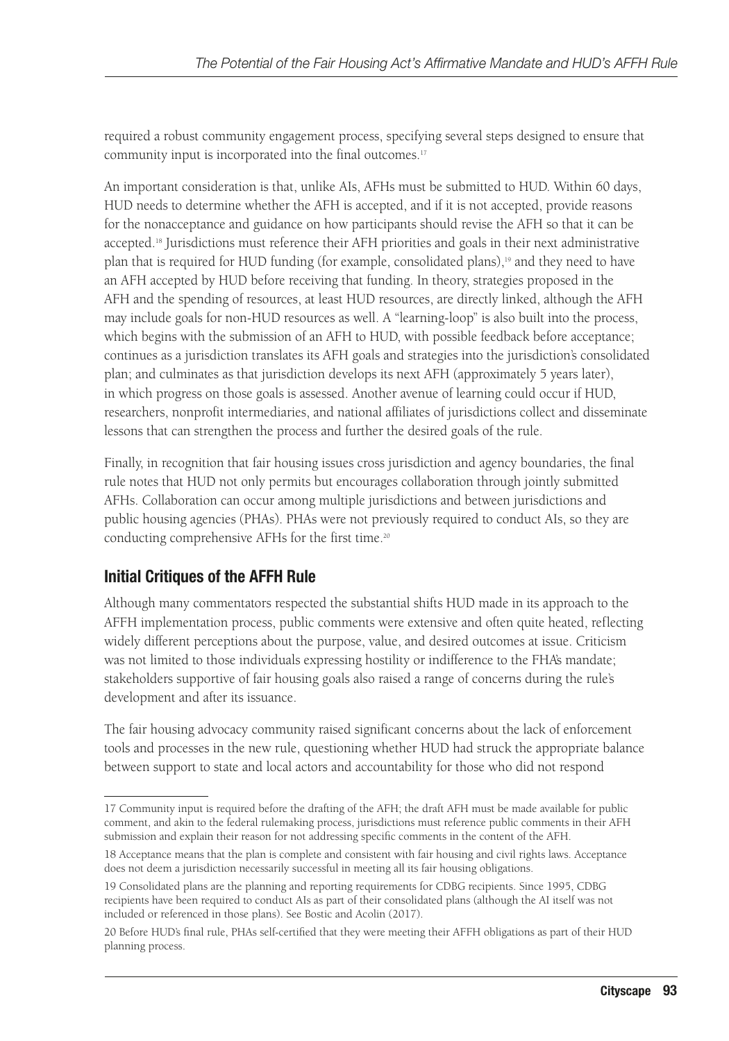required a robust community engagement process, specifying several steps designed to ensure that community input is incorporated into the final outcomes.[17]

An important consideration is that, unlike AIs, AFHs must be submitted to HUD. Within 60 days, HUD needs to determine whether the AFH is accepted, and if it is not accepted, provide reasons for the nonacceptance and guidance on how participants should revise the AFH so that it can be accepted.[18] Jurisdictions must reference their AFH priorities and goals in their next administrative plan that is required for HUD funding (for example, consolidated plans),[19] and they need to have an AFH accepted by HUD before receiving that funding. In theory, strategies proposed in the AFH and the spending of resources, at least HUD resources, are directly linked, although the AFH may include goals for non-HUD resources as well. A "learning-loop" is also built into the process, which begins with the submission of an AFH to HUD, with possible feedback before acceptance; continues as a jurisdiction translates its AFH goals and strategies into the jurisdiction's consolidated plan; and culminates as that jurisdiction develops its next AFH (approximately 5 years later), in which progress on those goals is assessed. Another avenue of learning could occur if HUD, researchers, nonprofit intermediaries, and national affiliates of jurisdictions collect and disseminate lessons that can strengthen the process and further the desired goals of the rule.

Finally, in recognition that fair housing issues cross jurisdiction and agency boundaries, the final rule notes that HUD not only permits but encourages collaboration through jointly submitted AFHs. Collaboration can occur among multiple jurisdictions and between jurisdictions and public housing agencies (PHAs). PHAs were not previously required to conduct AIs, so they are conducting comprehensive AFHs for the first time.[20]

## Initial Critiques of the AFFH Rule

Although many commentators respected the substantial shifts HUD made in its approach to the AFFH implementation process, public comments were extensive and often quite heated, reflecting widely different perceptions about the purpose, value, and desired outcomes at issue. Criticism was not limited to those individuals expressing hostility or indifference to the FHA's mandate; stakeholders supportive of fair housing goals also raised a range of concerns during the rule's development and after its issuance.

The fair housing advocacy community raised significant concerns about the lack of enforcement tools and processes in the new rule, questioning whether HUD had struck the appropriate balance between support to state and local actors and accountability for those who did not respond

---

17 Community input is required before the drafting of the AFH; the draft AFH must be made available for public comment, and akin to the federal rulemaking process, jurisdictions must reference public comments in their AFH submission and explain their reason for not addressing specific comments in the content of the AFH.

18 Acceptance means that the plan is complete and consistent with fair housing and civil rights laws. Acceptance does not deem a jurisdiction necessarily successful in meeting all its fair housing obligations.

19 Consolidated plans are the planning and reporting requirements for CDBG recipients. Since 1995, CDBG recipients have been required to conduct AIs as part of their consolidated plans (although the AI itself was not included or referenced in those plans). See Bostic and Acolin (2017).

20 Before HUD's final rule, PHAs self-certified that they were meeting their AFFH obligations as part of their HUD planning process.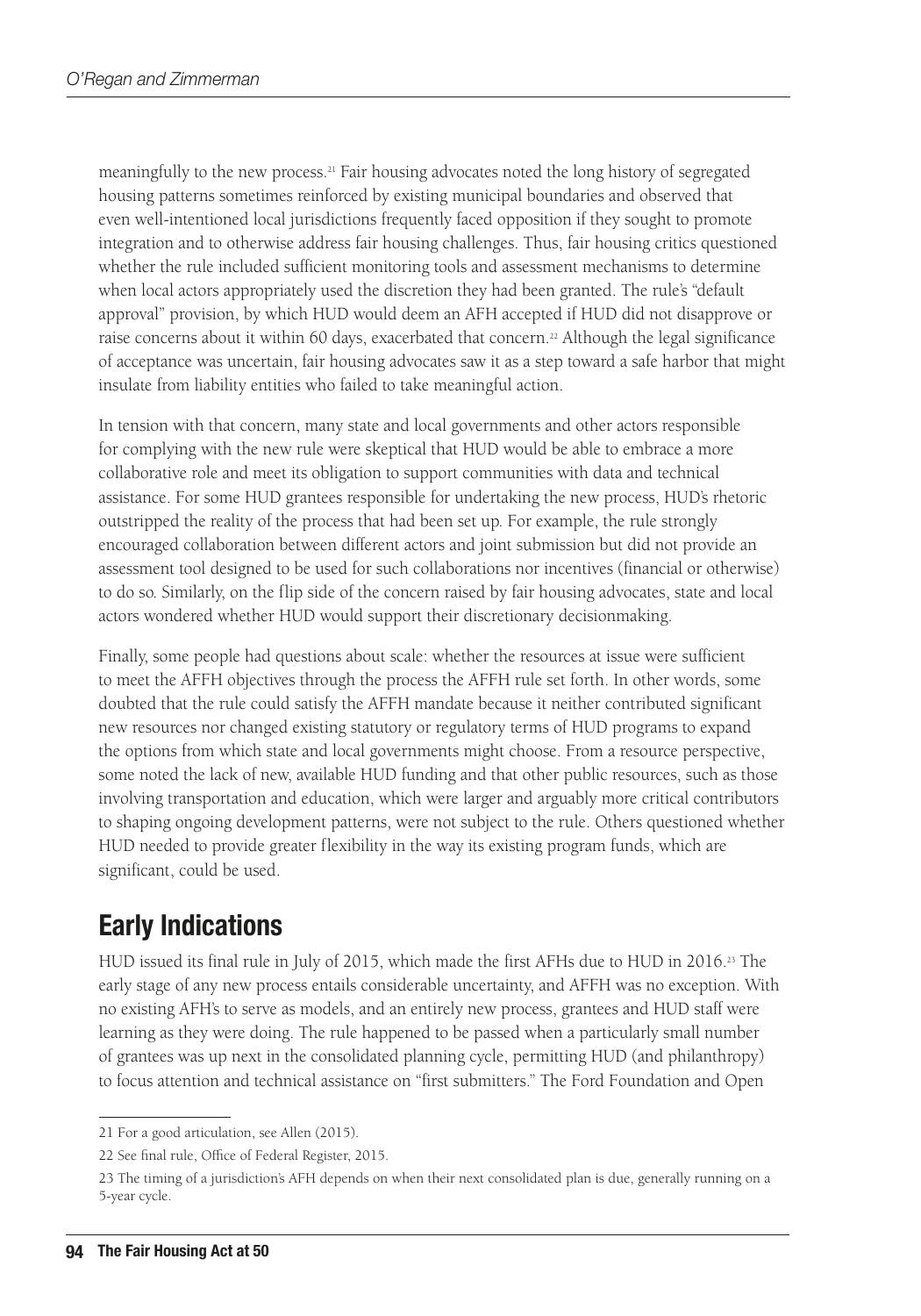meaningfully to the new process.[21] Fair housing advocates noted the long history of segregated housing patterns sometimes reinforced by existing municipal boundaries and observed that even well-intentioned local jurisdictions frequently faced opposition if they sought to promote integration and to otherwise address fair housing challenges. Thus, fair housing critics questioned whether the rule included sufficient monitoring tools and assessment mechanisms to determine when local actors appropriately used the discretion they had been granted. The rule's "default approval" provision, by which HUD would deem an AFH accepted if HUD did not disapprove or raise concerns about it within 60 days, exacerbated that concern.[22] Although the legal significance of acceptance was uncertain, fair housing advocates saw it as a step toward a safe harbor that might insulate from liability entities who failed to take meaningful action.

In tension with that concern, many state and local governments and other actors responsible for complying with the new rule were skeptical that HUD would be able to embrace a more collaborative role and meet its obligation to support communities with data and technical assistance. For some HUD grantees responsible for undertaking the new process, HUD's rhetoric outstripped the reality of the process that had been set up. For example, the rule strongly encouraged collaboration between different actors and joint submission but did not provide an assessment tool designed to be used for such collaborations nor incentives (financial or otherwise) to do so. Similarly, on the flip side of the concern raised by fair housing advocates, state and local actors wondered whether HUD would support their discretionary decisionmaking.

Finally, some people had questions about scale: whether the resources at issue were sufficient to meet the AFFH objectives through the process the AFFH rule set forth. In other words, some doubted that the rule could satisfy the AFFH mandate because it neither contributed significant new resources nor changed existing statutory or regulatory terms of HUD programs to expand the options from which state and local governments might choose. From a resource perspective, some noted the lack of new, available HUD funding and that other public resources, such as those involving transportation and education, which were larger and arguably more critical contributors to shaping ongoing development patterns, were not subject to the rule. Others questioned whether HUD needed to provide greater flexibility in the way its existing program funds, which are significant, could be used.

## Early Indications

HUD issued its final rule in July of 2015, which made the first AFHs due to HUD in 2016.[23] The early stage of any new process entails considerable uncertainty, and AFFH was no exception. With no existing AFH's to serve as models, and an entirely new process, grantees and HUD staff were learning as they were doing. The rule happened to be passed when a particularly small number of grantees was up next in the consolidated planning cycle, permitting HUD (and philanthropy) to focus attention and technical assistance on "first submitters." The Ford Foundation and Open

---

21 For a good articulation, see Allen (2015).

22 See final rule, Office of Federal Register, 2015.

23 The timing of a jurisdiction's AFH depends on when their next consolidated plan is due, generally running on a 5-year cycle.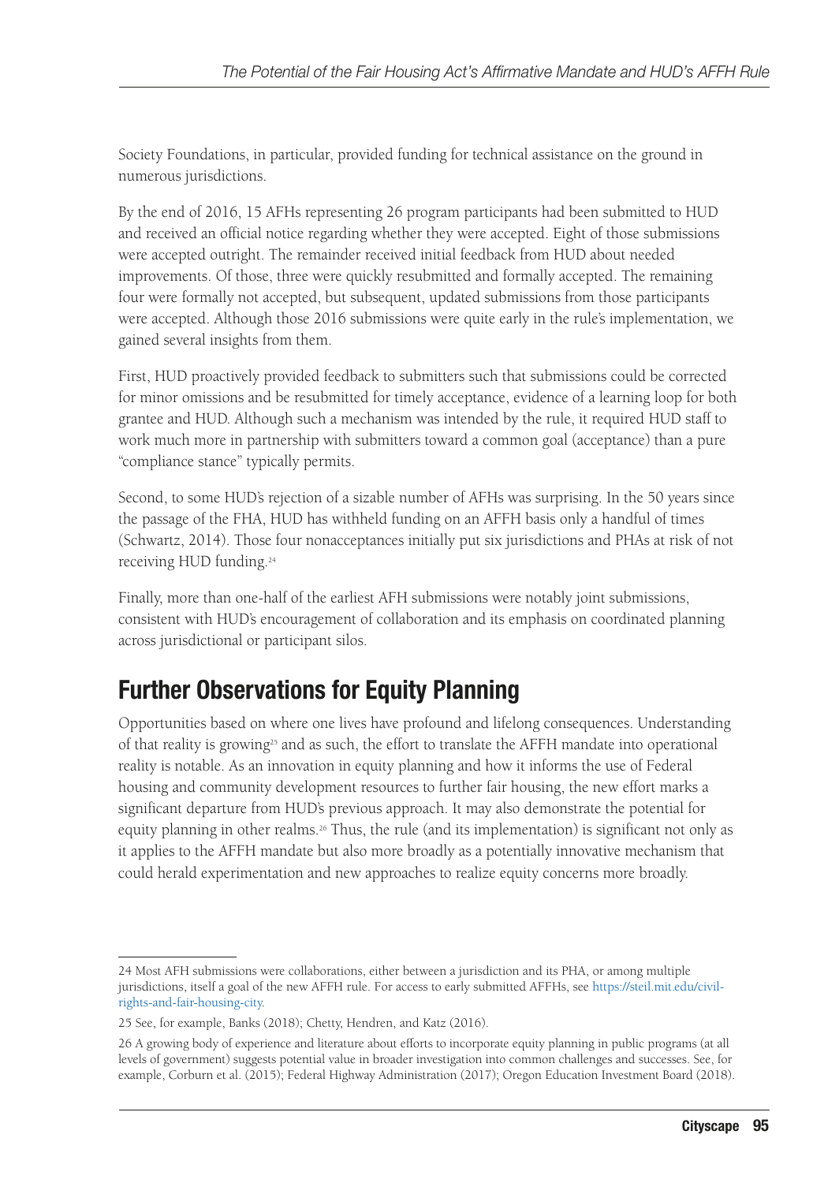Society Foundations, in particular, provided funding for technical assistance on the ground in numerous jurisdictions.

By the end of 2016, 15 AFHs representing 26 program participants had been submitted to HUD and received an official notice regarding whether they were accepted. Eight of those submissions were accepted outright. The remainder received initial feedback from HUD about needed improvements. Of those, three were quickly resubmitted and formally accepted. The remaining four were formally not accepted, but subsequent, updated submissions from those participants were accepted. Although those 2016 submissions were quite early in the rule's implementation, we gained several insights from them.

First, HUD proactively provided feedback to submitters such that submissions could be corrected for minor omissions and be resubmitted for timely acceptance, evidence of a learning loop for both grantee and HUD. Although such a mechanism was intended by the rule, it required HUD staff to work much more in partnership with submitters toward a common goal (acceptance) than a pure "compliance stance" typically permits.

Second, to some HUD's rejection of a sizable number of AFHs was surprising. In the 50 years since the passage of the FHA, HUD has withheld funding on an AFFH basis only a handful of times (Schwartz, 2014). Those four nonacceptances initially put six jurisdictions and PHAs at risk of not receiving HUD funding.[24]

Finally, more than one-half of the earliest AFH submissions were notably joint submissions, consistent with HUD's encouragement of collaboration and its emphasis on coordinated planning across jurisdictional or participant silos.

## Further Observations for Equity Planning

Opportunities based on where one lives have profound and lifelong consequences. Understanding of that reality is growing[25] and as such, the effort to translate the AFFH mandate into operational reality is notable. As an innovation in equity planning and how it informs the use of Federal housing and community development resources to further fair housing, the new effort marks a significant departure from HUD's previous approach. It may also demonstrate the potential for equity planning in other realms.[26] Thus, the rule (and its implementation) is significant not only as it applies to the AFFH mandate but also more broadly as a potentially innovative mechanism that could herald experimentation and new approaches to realize equity concerns more broadly.

---

24 Most AFH submissions were collaborations, either between a jurisdiction and its PHA, or among multiple jurisdictions, itself a goal of the new AFFH rule. For access to early submitted AFFHs, see https://steil.mit.edu/civil-rights-and-fair-housing-city.

25 See, for example, Banks (2018); Chetty, Hendren, and Katz (2016).

26 A growing body of experience and literature about efforts to incorporate equity planning in public programs (at all levels of government) suggests potential value in broader investigation into common challenges and successes. See, for example, Corburn et al. (2015); Federal Highway Administration (2017); Oregon Education Investment Board (2018).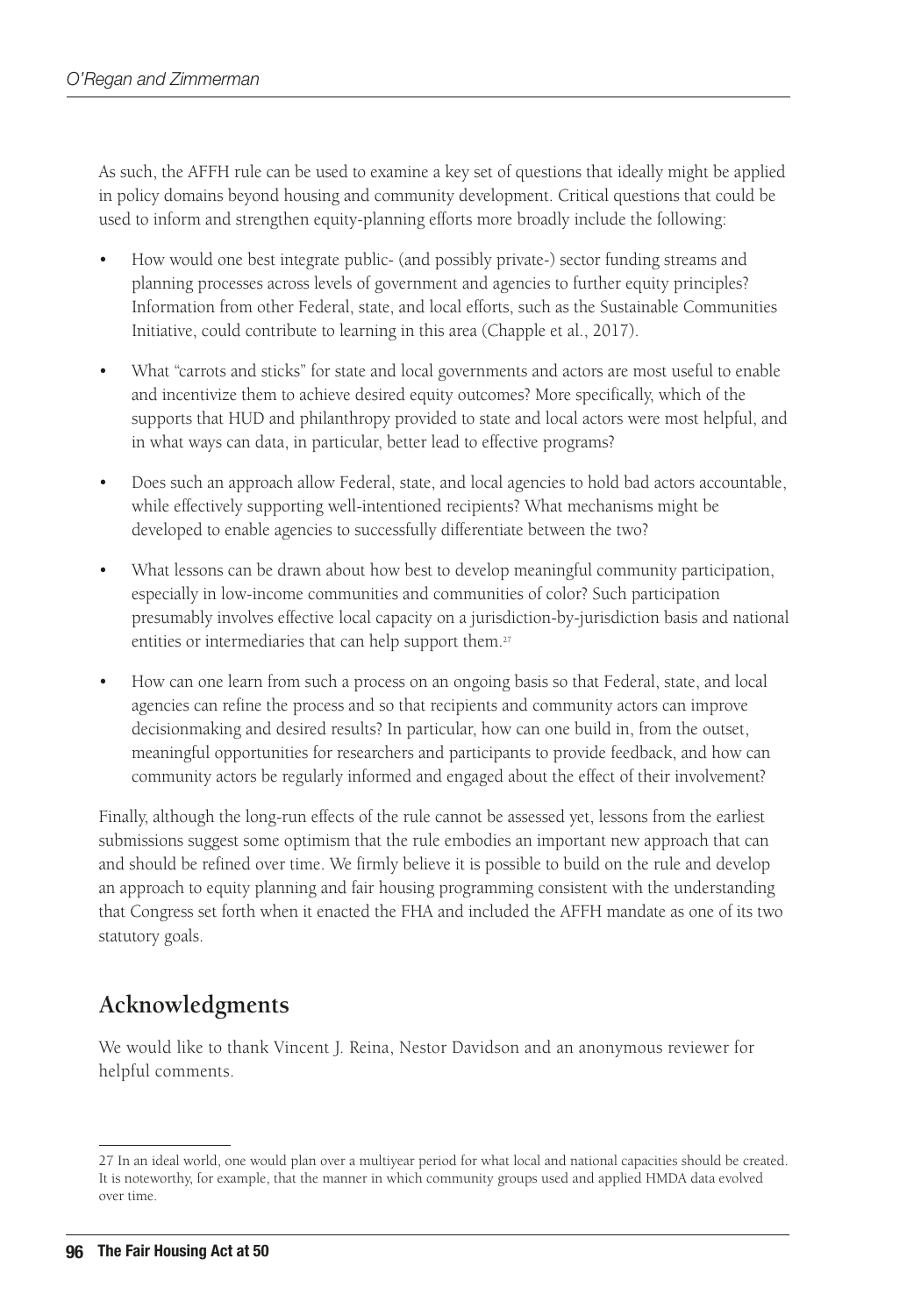As such, the AFFH rule can be used to examine a key set of questions that ideally might be applied in policy domains beyond housing and community development. Critical questions that could be used to inform and strengthen equity-planning efforts more broadly include the following:

- How would one best integrate public- (and possibly private-) sector funding streams and planning processes across levels of government and agencies to further equity principles? Information from other Federal, state, and local efforts, such as the Sustainable Communities Initiative, could contribute to learning in this area (Chapple et al., 2017).
- What "carrots and sticks" for state and local governments and actors are most useful to enable and incentivize them to achieve desired equity outcomes? More specifically, which of the supports that HUD and philanthropy provided to state and local actors were most helpful, and in what ways can data, in particular, better lead to effective programs?
- Does such an approach allow Federal, state, and local agencies to hold bad actors accountable, while effectively supporting well-intentioned recipients? What mechanisms might be developed to enable agencies to successfully differentiate between the two?
- What lessons can be drawn about how best to develop meaningful community participation, especially in low-income communities and communities of color? Such participation presumably involves effective local capacity on a jurisdiction-by-jurisdiction basis and national entities or intermediaries that can help support them.[27]
- How can one learn from such a process on an ongoing basis so that Federal, state, and local agencies can refine the process and so that recipients and community actors can improve decisionmaking and desired results? In particular, how can one build in, from the outset, meaningful opportunities for researchers and participants to provide feedback, and how can community actors be regularly informed and engaged about the effect of their involvement?

Finally, although the long-run effects of the rule cannot be assessed yet, lessons from the earliest submissions suggest some optimism that the rule embodies an important new approach that can and should be refined over time. We firmly believe it is possible to build on the rule and develop an approach to equity planning and fair housing programming consistent with the understanding that Congress set forth when it enacted the FHA and included the AFFH mandate as one of its two statutory goals.

## Acknowledgments

We would like to thank Vincent J. Reina, Nestor Davidson and an anonymous reviewer for helpful comments.

27 In an ideal world, one would plan over a multiyear period for what local and national capacities should be created. It is noteworthy, for example, that the manner in which community groups used and applied HMDA data evolved over time.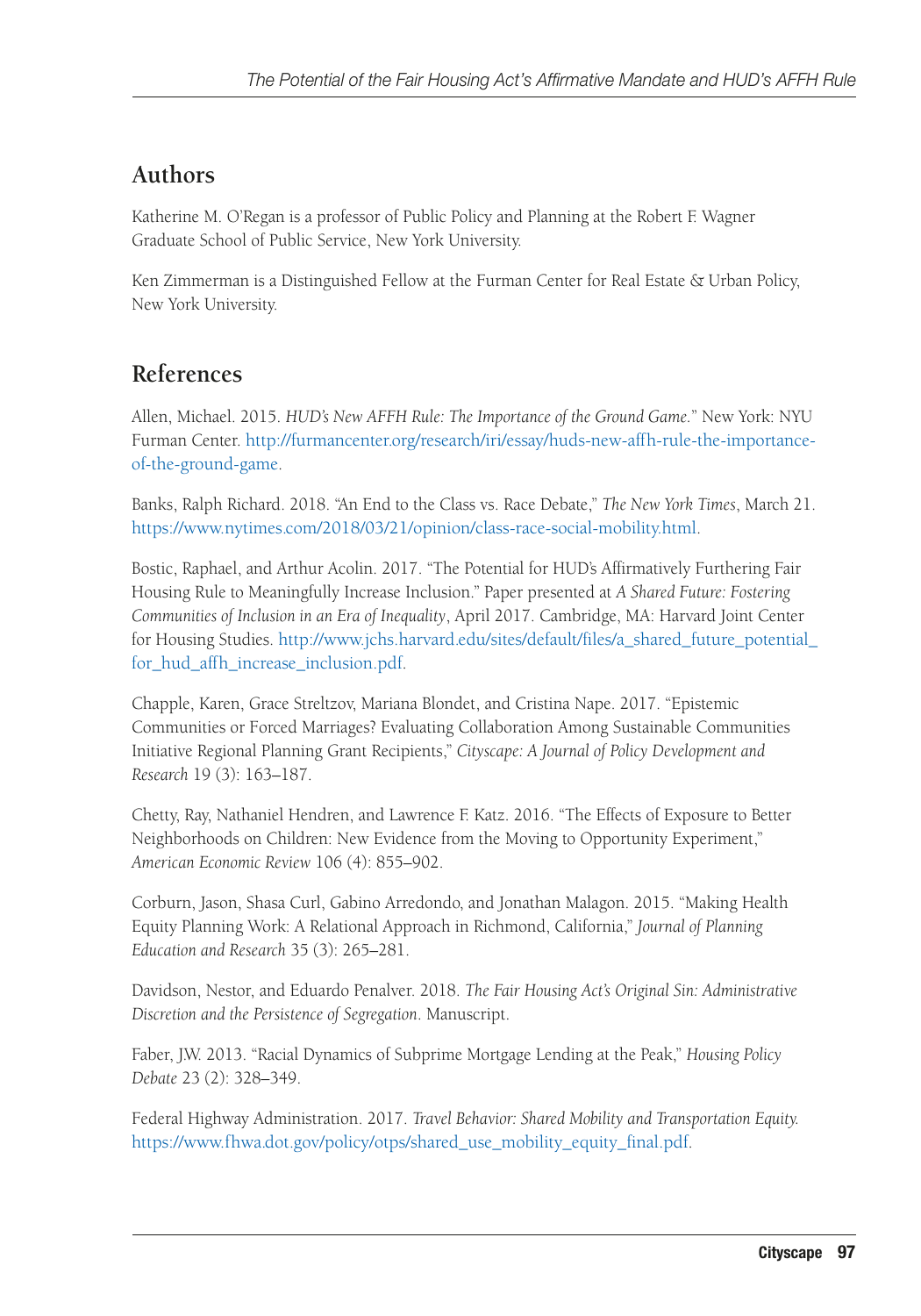## Authors

Katherine M. O'Regan is a professor of Public Policy and Planning at the Robert F. Wagner Graduate School of Public Service, New York University.

Ken Zimmerman is a Distinguished Fellow at the Furman Center for Real Estate & Urban Policy, New York University.

## References

Allen, Michael. 2015. *HUD's New AFFH Rule: The Importance of the Ground Game*." New York: NYU Furman Center. http://furmancenter.org/research/iri/essay/huds-new-affh-rule-the-importance-of-the-ground-game.

Banks, Ralph Richard. 2018. "An End to the Class vs. Race Debate," *The New York Times*, March 21. https://www.nytimes.com/2018/03/21/opinion/class-race-social-mobility.html.

Bostic, Raphael, and Arthur Acolin. 2017. "The Potential for HUD's Affirmatively Furthering Fair Housing Rule to Meaningfully Increase Inclusion." Paper presented at *A Shared Future: Fostering Communities of Inclusion in an Era of Inequality*, April 2017. Cambridge, MA: Harvard Joint Center for Housing Studies. http://www.jchs.harvard.edu/sites/default/files/a_shared_future_potential_for_hud_affh_increase_inclusion.pdf.

Chapple, Karen, Grace Streltzov, Mariana Blondet, and Cristina Nape. 2017. "Epistemic Communities or Forced Marriages? Evaluating Collaboration Among Sustainable Communities Initiative Regional Planning Grant Recipients," *Cityscape: A Journal of Policy Development and Research* 19 (3): 163–187.

Chetty, Ray, Nathaniel Hendren, and Lawrence F. Katz. 2016. "The Effects of Exposure to Better Neighborhoods on Children: New Evidence from the Moving to Opportunity Experiment," *American Economic Review* 106 (4): 855–902.

Corburn, Jason, Shasa Curl, Gabino Arredondo, and Jonathan Malagon. 2015. "Making Health Equity Planning Work: A Relational Approach in Richmond, California," *Journal of Planning Education and Research* 35 (3): 265–281.

Davidson, Nestor, and Eduardo Penalver. 2018. *The Fair Housing Act's Original Sin: Administrative Discretion and the Persistence of Segregation*. Manuscript.

Faber, J.W. 2013. "Racial Dynamics of Subprime Mortgage Lending at the Peak," *Housing Policy Debate* 23 (2): 328–349.

Federal Highway Administration. 2017. *Travel Behavior: Shared Mobility and Transportation Equity.* https://www.fhwa.dot.gov/policy/otps/shared_use_mobility_equity_final.pdf.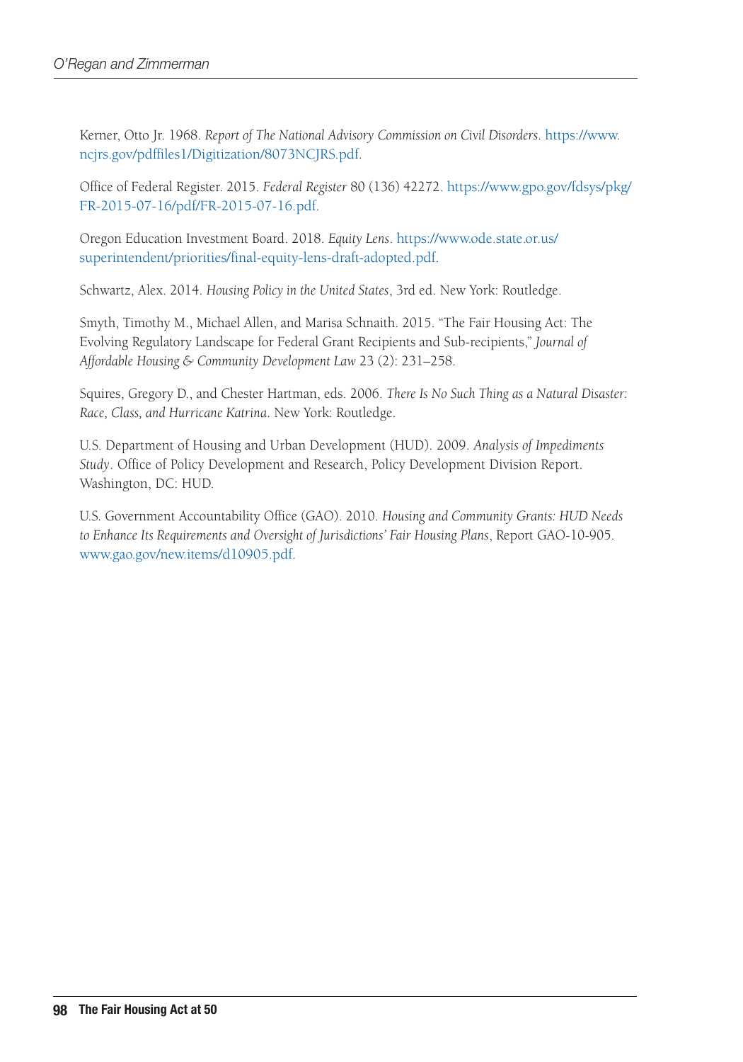Kerner, Otto Jr. 1968. *Report of The National Advisory Commission on Civil Disorders*. https://www.ncjrs.gov/pdffiles1/Digitization/8073NCJRS.pdf.

Office of Federal Register. 2015. *Federal Register* 80 (136) 42272. https://www.gpo.gov/fdsys/pkg/FR-2015-07-16/pdf/FR-2015-07-16.pdf.

Oregon Education Investment Board. 2018. *Equity Lens*. https://www.ode.state.or.us/superintendent/priorities/final-equity-lens-draft-adopted.pdf.

Schwartz, Alex. 2014. *Housing Policy in the United States*, 3rd ed. New York: Routledge.

Smyth, Timothy M., Michael Allen, and Marisa Schnaith. 2015. "The Fair Housing Act: The Evolving Regulatory Landscape for Federal Grant Recipients and Sub-recipients," *Journal of Affordable Housing & Community Development Law* 23 (2): 231–258.

Squires, Gregory D., and Chester Hartman, eds. 2006. *There Is No Such Thing as a Natural Disaster: Race, Class, and Hurricane Katrina*. New York: Routledge.

U.S. Department of Housing and Urban Development (HUD). 2009. *Analysis of Impediments Study*. Office of Policy Development and Research, Policy Development Division Report. Washington, DC: HUD.

U.S. Government Accountability Office (GAO). 2010. *Housing and Community Grants: HUD Needs to Enhance Its Requirements and Oversight of Jurisdictions' Fair Housing Plans*, Report GAO-10-905. www.gao.gov/new.items/d10905.pdf.